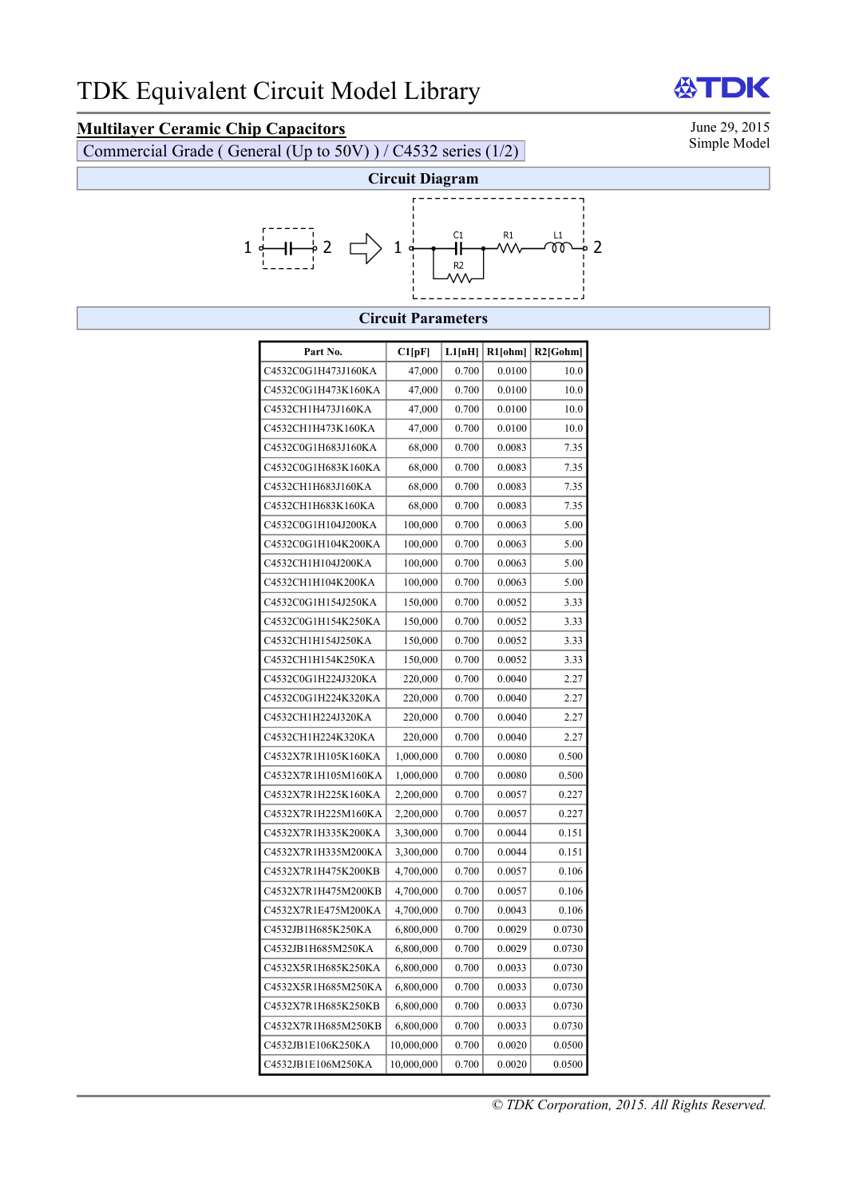# TDK Equivalent Circuit Model Library

TDK

## Multilayer Ceramic Chip Capacitors

Commercial Grade ( General (Up to 50V) ) / C4532 series (1/2)

June 29, 2015
Simple Model

### Circuit Diagram

### Circuit Parameters

| Part No. | C1[pF] | L1[nH] | R1[ohm] | R2[Gohm] |
|---|---|---|---|---|
| C4532C0G1H473J160KA | 47,000 | 0.700 | 0.0100 | 10.0 |
| C4532C0G1H473K160KA | 47,000 | 0.700 | 0.0100 | 10.0 |
| C4532CH1H473J160KA | 47,000 | 0.700 | 0.0100 | 10.0 |
| C4532CH1H473K160KA | 47,000 | 0.700 | 0.0100 | 10.0 |
| C4532C0G1H683J160KA | 68,000 | 0.700 | 0.0083 | 7.35 |
| C4532C0G1H683K160KA | 68,000 | 0.700 | 0.0083 | 7.35 |
| C4532CH1H683J160KA | 68,000 | 0.700 | 0.0083 | 7.35 |
| C4532CH1H683K160KA | 68,000 | 0.700 | 0.0083 | 7.35 |
| C4532C0G1H104J200KA | 100,000 | 0.700 | 0.0063 | 5.00 |
| C4532C0G1H104K200KA | 100,000 | 0.700 | 0.0063 | 5.00 |
| C4532CH1H104J200KA | 100,000 | 0.700 | 0.0063 | 5.00 |
| C4532CH1H104K200KA | 100,000 | 0.700 | 0.0063 | 5.00 |
| C4532C0G1H154J250KA | 150,000 | 0.700 | 0.0052 | 3.33 |
| C4532C0G1H154K250KA | 150,000 | 0.700 | 0.0052 | 3.33 |
| C4532CH1H154J250KA | 150,000 | 0.700 | 0.0052 | 3.33 |
| C4532CH1H154K250KA | 150,000 | 0.700 | 0.0052 | 3.33 |
| C4532C0G1H224J320KA | 220,000 | 0.700 | 0.0040 | 2.27 |
| C4532C0G1H224K320KA | 220,000 | 0.700 | 0.0040 | 2.27 |
| C4532CH1H224J320KA | 220,000 | 0.700 | 0.0040 | 2.27 |
| C4532CH1H224K320KA | 220,000 | 0.700 | 0.0040 | 2.27 |
| C4532X7R1H105K160KA | 1,000,000 | 0.700 | 0.0080 | 0.500 |
| C4532X7R1H105M160KA | 1,000,000 | 0.700 | 0.0080 | 0.500 |
| C4532X7R1H225K160KA | 2,200,000 | 0.700 | 0.0057 | 0.227 |
| C4532X7R1H225M160KA | 2,200,000 | 0.700 | 0.0057 | 0.227 |
| C4532X7R1H335K200KA | 3,300,000 | 0.700 | 0.0044 | 0.151 |
| C4532X7R1H335M200KA | 3,300,000 | 0.700 | 0.0044 | 0.151 |
| C4532X7R1H475K200KB | 4,700,000 | 0.700 | 0.0057 | 0.106 |
| C4532X7R1H475M200KB | 4,700,000 | 0.700 | 0.0057 | 0.106 |
| C4532X7R1E475M200KA | 4,700,000 | 0.700 | 0.0043 | 0.106 |
| C4532JB1H685K250KA | 6,800,000 | 0.700 | 0.0029 | 0.0730 |
| C4532JB1H685M250KA | 6,800,000 | 0.700 | 0.0029 | 0.0730 |
| C4532X5R1H685K250KA | 6,800,000 | 0.700 | 0.0033 | 0.0730 |
| C4532X5R1H685M250KA | 6,800,000 | 0.700 | 0.0033 | 0.0730 |
| C4532X7R1H685K250KB | 6,800,000 | 0.700 | 0.0033 | 0.0730 |
| C4532X7R1H685M250KB | 6,800,000 | 0.700 | 0.0033 | 0.0730 |
| C4532JB1E106K250KA | 10,000,000 | 0.700 | 0.0020 | 0.0500 |
| C4532JB1E106M250KA | 10,000,000 | 0.700 | 0.0020 | 0.0500 |

*© TDK Corporation, 2015. All Rights Reserved.*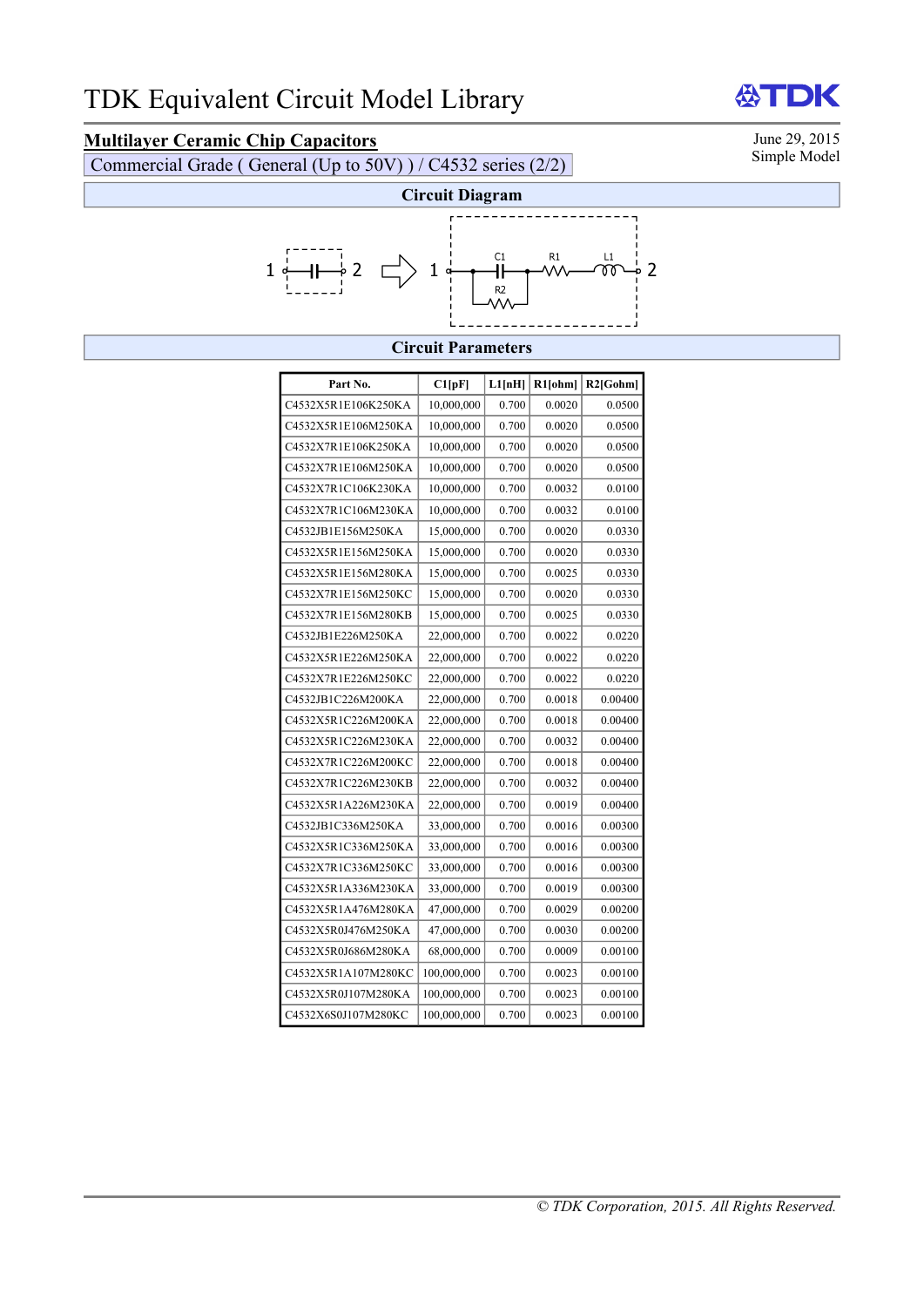# TDK Equivalent Circuit Model Library

June 29, 2015
Simple Model

## Multilayer Ceramic Chip Capacitors

Commercial Grade ( General (Up to 50V) ) / C4532 series (2/2)

### Circuit Diagram

1 —| |— 2 ⇨ 1 — C1 — R1 — L1 — 2 (R2 in parallel with C1)

### Circuit Parameters

| Part No. | C1[pF] | L1[nH] | R1[ohm] | R2[Gohm] |
|---|---|---|---|---|
| C4532X5R1E106K250KA | 10,000,000 | 0.700 | 0.0020 | 0.0500 |
| C4532X5R1E106M250KA | 10,000,000 | 0.700 | 0.0020 | 0.0500 |
| C4532X7R1E106K250KA | 10,000,000 | 0.700 | 0.0020 | 0.0500 |
| C4532X7R1E106M250KA | 10,000,000 | 0.700 | 0.0020 | 0.0500 |
| C4532X7R1C106K230KA | 10,000,000 | 0.700 | 0.0032 | 0.0100 |
| C4532X7R1C106M230KA | 10,000,000 | 0.700 | 0.0032 | 0.0100 |
| C4532JB1E156M250KA | 15,000,000 | 0.700 | 0.0020 | 0.0330 |
| C4532X5R1E156M250KA | 15,000,000 | 0.700 | 0.0020 | 0.0330 |
| C4532X5R1E156M280KA | 15,000,000 | 0.700 | 0.0025 | 0.0330 |
| C4532X7R1E156M250KC | 15,000,000 | 0.700 | 0.0020 | 0.0330 |
| C4532X7R1E156M280KB | 15,000,000 | 0.700 | 0.0025 | 0.0330 |
| C4532JB1E226M250KA | 22,000,000 | 0.700 | 0.0022 | 0.0220 |
| C4532X5R1E226M250KA | 22,000,000 | 0.700 | 0.0022 | 0.0220 |
| C4532X7R1E226M250KC | 22,000,000 | 0.700 | 0.0022 | 0.0220 |
| C4532JB1C226M200KA | 22,000,000 | 0.700 | 0.0018 | 0.00400 |
| C4532X5R1C226M200KA | 22,000,000 | 0.700 | 0.0018 | 0.00400 |
| C4532X5R1C226M230KA | 22,000,000 | 0.700 | 0.0032 | 0.00400 |
| C4532X7R1C226M200KC | 22,000,000 | 0.700 | 0.0018 | 0.00400 |
| C4532X7R1C226M230KB | 22,000,000 | 0.700 | 0.0032 | 0.00400 |
| C4532X5R1A226M230KA | 22,000,000 | 0.700 | 0.0019 | 0.00400 |
| C4532JB1C336M250KA | 33,000,000 | 0.700 | 0.0016 | 0.00300 |
| C4532X5R1C336M250KA | 33,000,000 | 0.700 | 0.0016 | 0.00300 |
| C4532X7R1C336M250KC | 33,000,000 | 0.700 | 0.0016 | 0.00300 |
| C4532X5R1A336M230KA | 33,000,000 | 0.700 | 0.0019 | 0.00300 |
| C4532X5R1A476M280KA | 47,000,000 | 0.700 | 0.0029 | 0.00200 |
| C4532X5R0J476M250KA | 47,000,000 | 0.700 | 0.0030 | 0.00200 |
| C4532X5R0J686M280KA | 68,000,000 | 0.700 | 0.0009 | 0.00100 |
| C4532X5R1A107M280KC | 100,000,000 | 0.700 | 0.0023 | 0.00100 |
| C4532X5R0J107M280KA | 100,000,000 | 0.700 | 0.0023 | 0.00100 |
| C4532X6S0J107M280KC | 100,000,000 | 0.700 | 0.0023 | 0.00100 |

*© TDK Corporation, 2015. All Rights Reserved.*